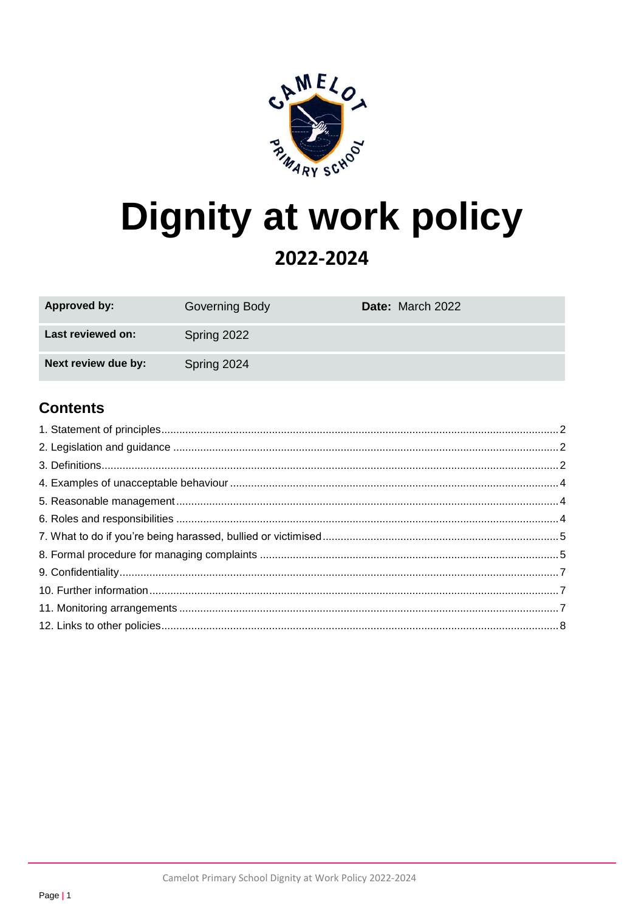# Dignity at work policy

## 2022-2024

| Approved by: | Governing Body | Date: March 2022 |
|---|---|---|
| Last reviewed on: | Spring 2022 | |
| Next review due by: | Spring 2024 | |

## Contents

1. Statement of principles .... 2
2. Legislation and guidance .... 2
3. Definitions .... 2
4. Examples of unacceptable behaviour .... 4
5. Reasonable management .... 4
6. Roles and responsibilities .... 4
7. What to do if you're being harassed, bullied or victimised .... 5
8. Formal procedure for managing complaints .... 5
9. Confidentiality .... 7
10. Further information .... 7
11. Monitoring arrangements .... 7
12. Links to other policies .... 8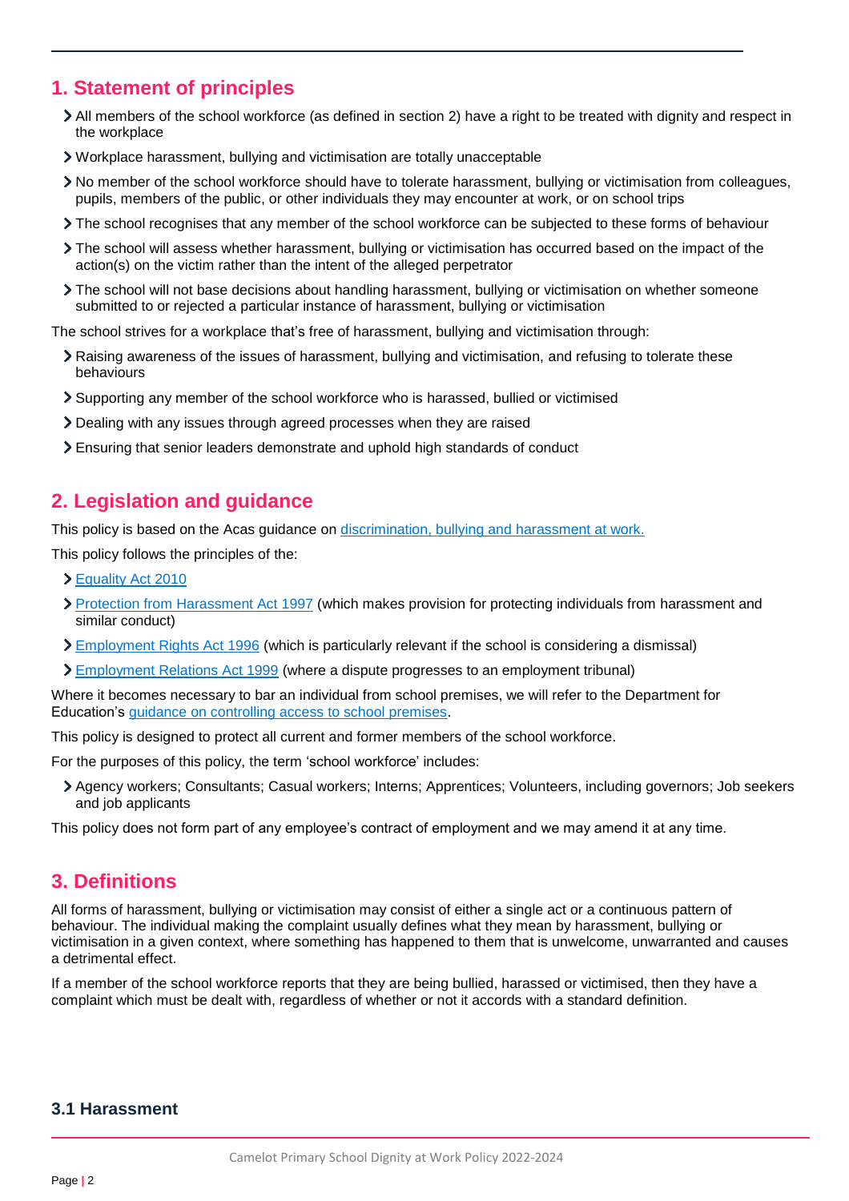## 1. Statement of principles

- All members of the school workforce (as defined in section 2) have a right to be treated with dignity and respect in the workplace
- Workplace harassment, bullying and victimisation are totally unacceptable
- No member of the school workforce should have to tolerate harassment, bullying or victimisation from colleagues, pupils, members of the public, or other individuals they may encounter at work, or on school trips
- The school recognises that any member of the school workforce can be subjected to these forms of behaviour
- The school will assess whether harassment, bullying or victimisation has occurred based on the impact of the action(s) on the victim rather than the intent of the alleged perpetrator
- The school will not base decisions about handling harassment, bullying or victimisation on whether someone submitted to or rejected a particular instance of harassment, bullying or victimisation

The school strives for a workplace that's free of harassment, bullying and victimisation through:

- Raising awareness of the issues of harassment, bullying and victimisation, and refusing to tolerate these behaviours
- Supporting any member of the school workforce who is harassed, bullied or victimised
- Dealing with any issues through agreed processes when they are raised
- Ensuring that senior leaders demonstrate and uphold high standards of conduct

## 2. Legislation and guidance

This policy is based on the Acas guidance on discrimination, bullying and harassment at work.

This policy follows the principles of the:

- Equality Act 2010
- Protection from Harassment Act 1997 (which makes provision for protecting individuals from harassment and similar conduct)
- Employment Rights Act 1996 (which is particularly relevant if the school is considering a dismissal)
- Employment Relations Act 1999 (where a dispute progresses to an employment tribunal)

Where it becomes necessary to bar an individual from school premises, we will refer to the Department for Education's guidance on controlling access to school premises.

This policy is designed to protect all current and former members of the school workforce.

For the purposes of this policy, the term 'school workforce' includes:

- Agency workers; Consultants; Casual workers; Interns; Apprentices; Volunteers, including governors; Job seekers and job applicants

This policy does not form part of any employee's contract of employment and we may amend it at any time.

## 3. Definitions

All forms of harassment, bullying or victimisation may consist of either a single act or a continuous pattern of behaviour. The individual making the complaint usually defines what they mean by harassment, bullying or victimisation in a given context, where something has happened to them that is unwelcome, unwarranted and causes a detrimental effect.

If a member of the school workforce reports that they are being bullied, harassed or victimised, then they have a complaint which must be dealt with, regardless of whether or not it accords with a standard definition.

### 3.1 Harassment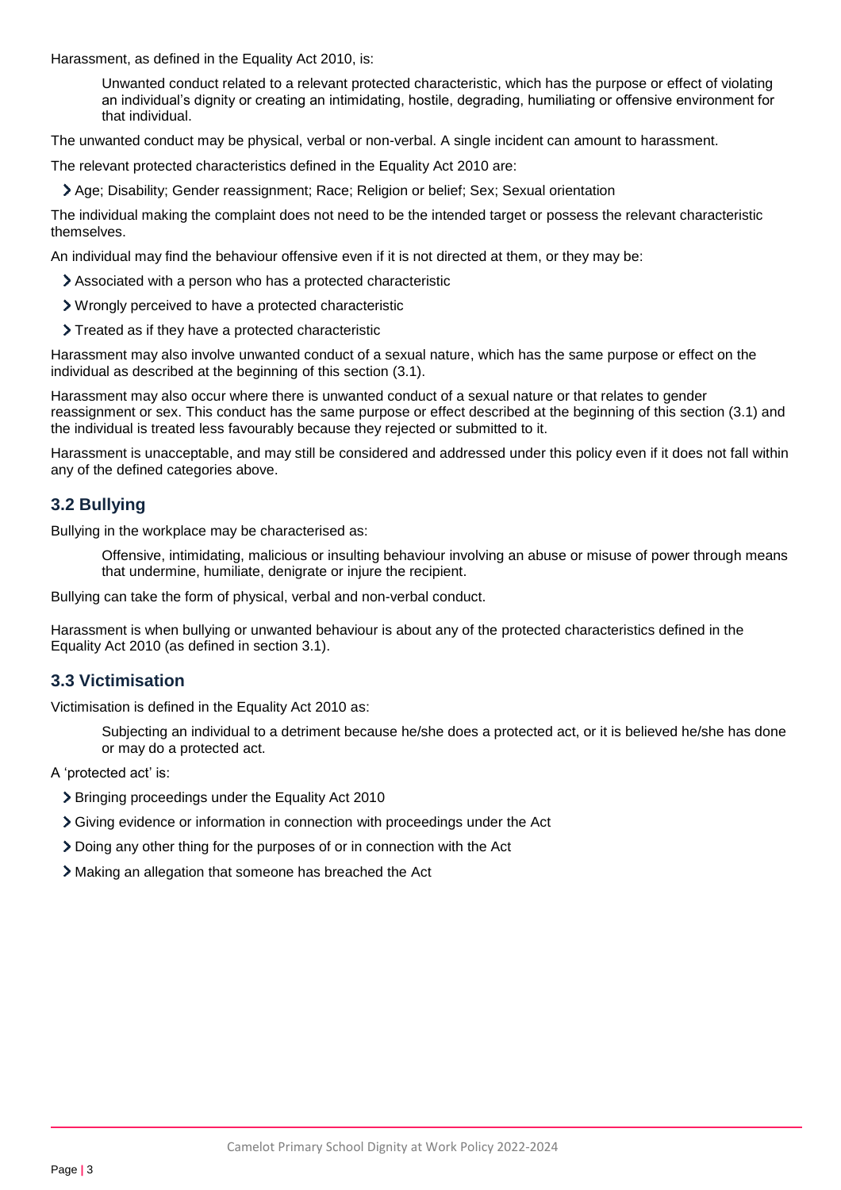Harassment, as defined in the Equality Act 2010, is:

> Unwanted conduct related to a relevant protected characteristic, which has the purpose or effect of violating an individual's dignity or creating an intimidating, hostile, degrading, humiliating or offensive environment for that individual.

The unwanted conduct may be physical, verbal or non-verbal. A single incident can amount to harassment.

The relevant protected characteristics defined in the Equality Act 2010 are:

- Age; Disability; Gender reassignment; Race; Religion or belief; Sex; Sexual orientation

The individual making the complaint does not need to be the intended target or possess the relevant characteristic themselves.

An individual may find the behaviour offensive even if it is not directed at them, or they may be:

- Associated with a person who has a protected characteristic
- Wrongly perceived to have a protected characteristic
- Treated as if they have a protected characteristic

Harassment may also involve unwanted conduct of a sexual nature, which has the same purpose or effect on the individual as described at the beginning of this section (3.1).

Harassment may also occur where there is unwanted conduct of a sexual nature or that relates to gender reassignment or sex. This conduct has the same purpose or effect described at the beginning of this section (3.1) and the individual is treated less favourably because they rejected or submitted to it.

Harassment is unacceptable, and may still be considered and addressed under this policy even if it does not fall within any of the defined categories above.

## 3.2 Bullying

Bullying in the workplace may be characterised as:

> Offensive, intimidating, malicious or insulting behaviour involving an abuse or misuse of power through means that undermine, humiliate, denigrate or injure the recipient.

Bullying can take the form of physical, verbal and non-verbal conduct.

Harassment is when bullying or unwanted behaviour is about any of the protected characteristics defined in the Equality Act 2010 (as defined in section 3.1).

## 3.3 Victimisation

Victimisation is defined in the Equality Act 2010 as:

> Subjecting an individual to a detriment because he/she does a protected act, or it is believed he/she has done or may do a protected act.

A 'protected act' is:

- Bringing proceedings under the Equality Act 2010
- Giving evidence or information in connection with proceedings under the Act
- Doing any other thing for the purposes of or in connection with the Act
- Making an allegation that someone has breached the Act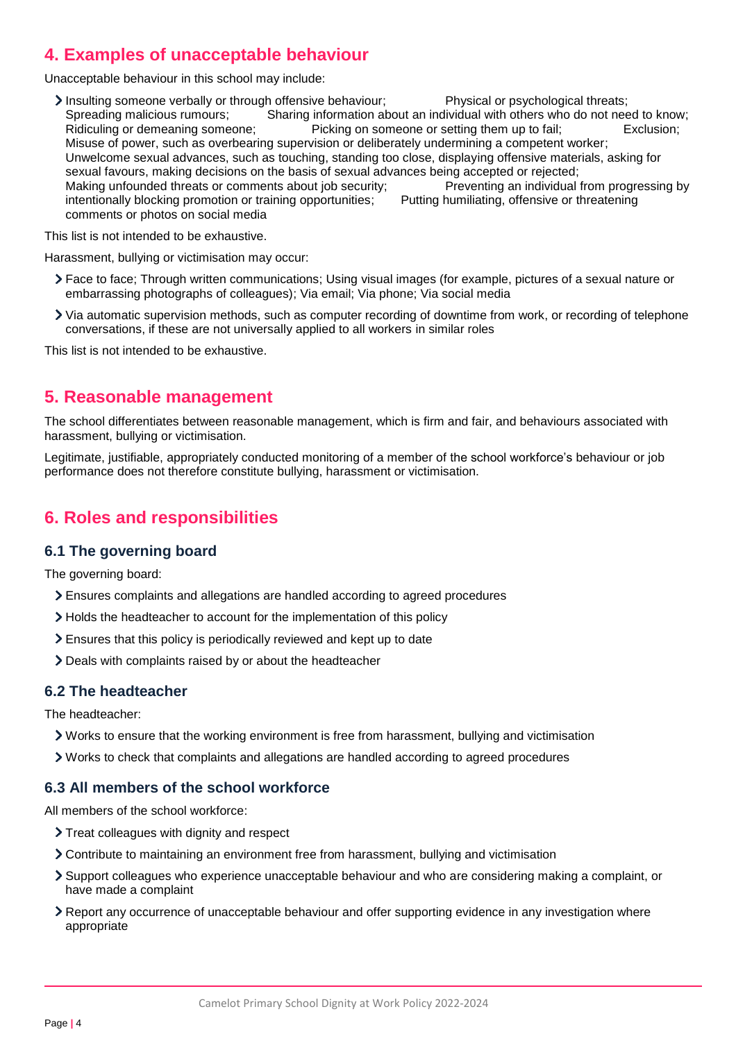## 4. Examples of unacceptable behaviour

Unacceptable behaviour in this school may include:

- Insulting someone verbally or through offensive behaviour; Physical or psychological threats; Spreading malicious rumours; Sharing information about an individual with others who do not need to know; Ridiculing or demeaning someone; Picking on someone or setting them up to fail; Exclusion; Misuse of power, such as overbearing supervision or deliberately undermining a competent worker; Unwelcome sexual advances, such as touching, standing too close, displaying offensive materials, asking for sexual favours, making decisions on the basis of sexual advances being accepted or rejected; Making unfounded threats or comments about job security; Preventing an individual from progressing by intentionally blocking promotion or training opportunities; Putting humiliating, offensive or threatening comments or photos on social media

This list is not intended to be exhaustive.

Harassment, bullying or victimisation may occur:

- Face to face; Through written communications; Using visual images (for example, pictures of a sexual nature or embarrassing photographs of colleagues); Via email; Via phone; Via social media
- Via automatic supervision methods, such as computer recording of downtime from work, or recording of telephone conversations, if these are not universally applied to all workers in similar roles

This list is not intended to be exhaustive.

## 5. Reasonable management

The school differentiates between reasonable management, which is firm and fair, and behaviours associated with harassment, bullying or victimisation.

Legitimate, justifiable, appropriately conducted monitoring of a member of the school workforce's behaviour or job performance does not therefore constitute bullying, harassment or victimisation.

## 6. Roles and responsibilities

### 6.1 The governing board

The governing board:

- Ensures complaints and allegations are handled according to agreed procedures
- Holds the headteacher to account for the implementation of this policy
- Ensures that this policy is periodically reviewed and kept up to date
- Deals with complaints raised by or about the headteacher

### 6.2 The headteacher

The headteacher:

- Works to ensure that the working environment is free from harassment, bullying and victimisation
- Works to check that complaints and allegations are handled according to agreed procedures

### 6.3 All members of the school workforce

All members of the school workforce:

- Treat colleagues with dignity and respect
- Contribute to maintaining an environment free from harassment, bullying and victimisation
- Support colleagues who experience unacceptable behaviour and who are considering making a complaint, or have made a complaint
- Report any occurrence of unacceptable behaviour and offer supporting evidence in any investigation where appropriate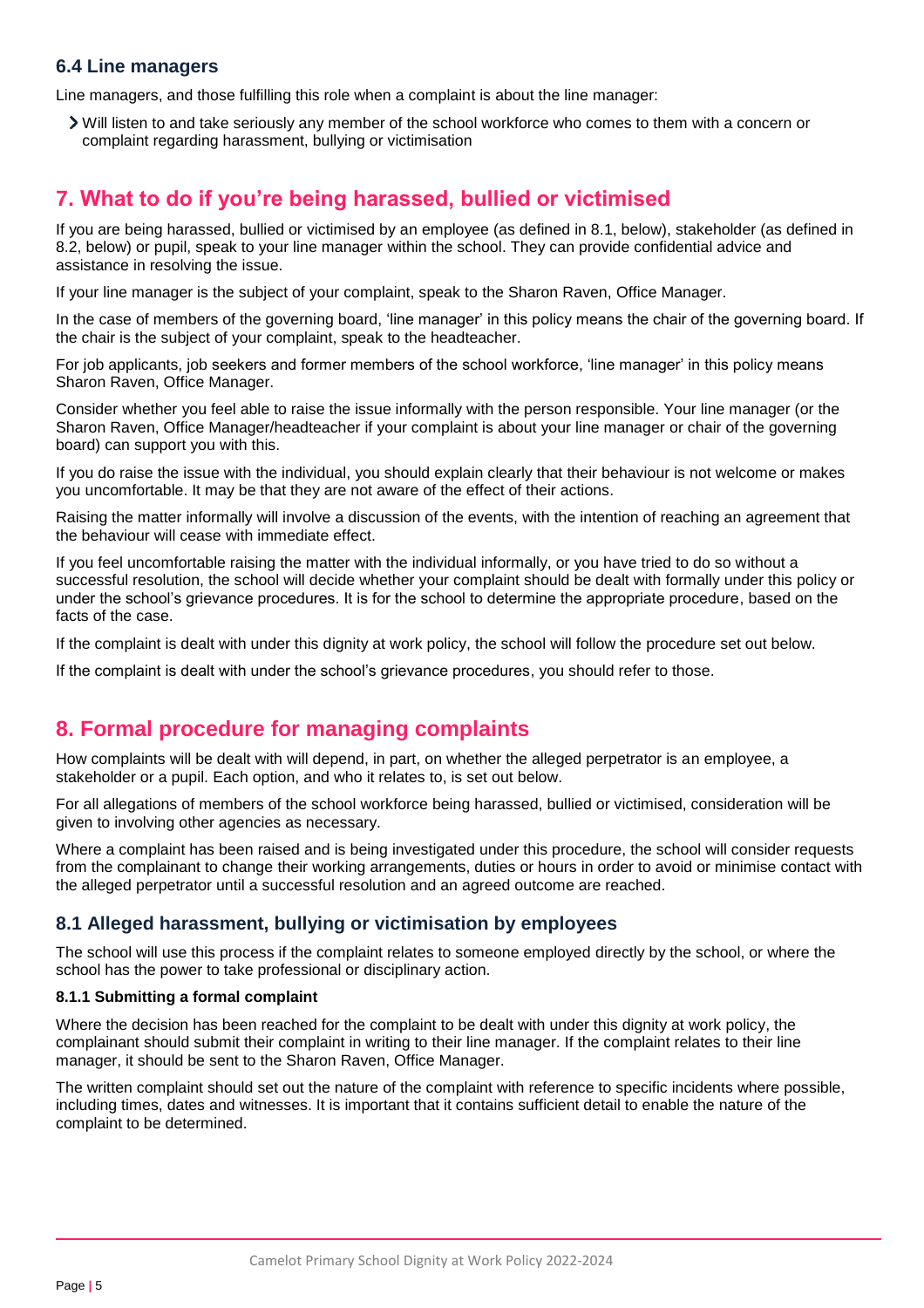### 6.4 Line managers

Line managers, and those fulfilling this role when a complaint is about the line manager:

- Will listen to and take seriously any member of the school workforce who comes to them with a concern or complaint regarding harassment, bullying or victimisation

## 7. What to do if you're being harassed, bullied or victimised

If you are being harassed, bullied or victimised by an employee (as defined in 8.1, below), stakeholder (as defined in 8.2, below) or pupil, speak to your line manager within the school. They can provide confidential advice and assistance in resolving the issue.

If your line manager is the subject of your complaint, speak to the Sharon Raven, Office Manager.

In the case of members of the governing board, 'line manager' in this policy means the chair of the governing board. If the chair is the subject of your complaint, speak to the headteacher.

For job applicants, job seekers and former members of the school workforce, 'line manager' in this policy means Sharon Raven, Office Manager.

Consider whether you feel able to raise the issue informally with the person responsible. Your line manager (or the Sharon Raven, Office Manager/headteacher if your complaint is about your line manager or chair of the governing board) can support you with this.

If you do raise the issue with the individual, you should explain clearly that their behaviour is not welcome or makes you uncomfortable. It may be that they are not aware of the effect of their actions.

Raising the matter informally will involve a discussion of the events, with the intention of reaching an agreement that the behaviour will cease with immediate effect.

If you feel uncomfortable raising the matter with the individual informally, or you have tried to do so without a successful resolution, the school will decide whether your complaint should be dealt with formally under this policy or under the school's grievance procedures. It is for the school to determine the appropriate procedure, based on the facts of the case.

If the complaint is dealt with under this dignity at work policy, the school will follow the procedure set out below.

If the complaint is dealt with under the school's grievance procedures, you should refer to those.

## 8. Formal procedure for managing complaints

How complaints will be dealt with will depend, in part, on whether the alleged perpetrator is an employee, a stakeholder or a pupil. Each option, and who it relates to, is set out below.

For all allegations of members of the school workforce being harassed, bullied or victimised, consideration will be given to involving other agencies as necessary.

Where a complaint has been raised and is being investigated under this procedure, the school will consider requests from the complainant to change their working arrangements, duties or hours in order to avoid or minimise contact with the alleged perpetrator until a successful resolution and an agreed outcome are reached.

### 8.1 Alleged harassment, bullying or victimisation by employees

The school will use this process if the complaint relates to someone employed directly by the school, or where the school has the power to take professional or disciplinary action.

#### 8.1.1 Submitting a formal complaint

Where the decision has been reached for the complaint to be dealt with under this dignity at work policy, the complainant should submit their complaint in writing to their line manager. If the complaint relates to their line manager, it should be sent to the Sharon Raven, Office Manager.

The written complaint should set out the nature of the complaint with reference to specific incidents where possible, including times, dates and witnesses. It is important that it contains sufficient detail to enable the nature of the complaint to be determined.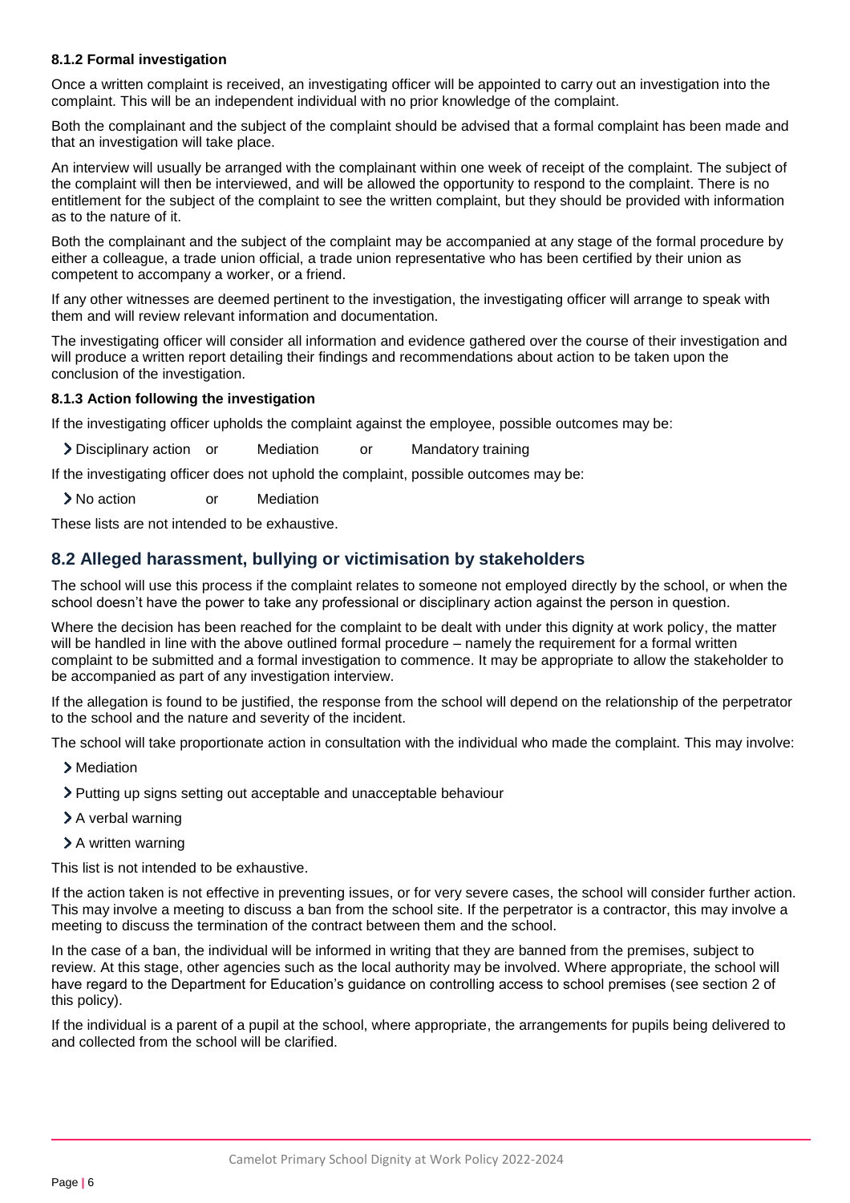#### 8.1.2 Formal investigation

Once a written complaint is received, an investigating officer will be appointed to carry out an investigation into the complaint. This will be an independent individual with no prior knowledge of the complaint.

Both the complainant and the subject of the complaint should be advised that a formal complaint has been made and that an investigation will take place.

An interview will usually be arranged with the complainant within one week of receipt of the complaint. The subject of the complaint will then be interviewed, and will be allowed the opportunity to respond to the complaint. There is no entitlement for the subject of the complaint to see the written complaint, but they should be provided with information as to the nature of it.

Both the complainant and the subject of the complaint may be accompanied at any stage of the formal procedure by either a colleague, a trade union official, a trade union representative who has been certified by their union as competent to accompany a worker, or a friend.

If any other witnesses are deemed pertinent to the investigation, the investigating officer will arrange to speak with them and will review relevant information and documentation.

The investigating officer will consider all information and evidence gathered over the course of their investigation and will produce a written report detailing their findings and recommendations about action to be taken upon the conclusion of the investigation.

#### 8.1.3 Action following the investigation

If the investigating officer upholds the complaint against the employee, possible outcomes may be:

- Disciplinary action or Mediation or Mandatory training

If the investigating officer does not uphold the complaint, possible outcomes may be:

- No action or Mediation

These lists are not intended to be exhaustive.

## 8.2 Alleged harassment, bullying or victimisation by stakeholders

The school will use this process if the complaint relates to someone not employed directly by the school, or when the school doesn't have the power to take any professional or disciplinary action against the person in question.

Where the decision has been reached for the complaint to be dealt with under this dignity at work policy, the matter will be handled in line with the above outlined formal procedure – namely the requirement for a formal written complaint to be submitted and a formal investigation to commence. It may be appropriate to allow the stakeholder to be accompanied as part of any investigation interview.

If the allegation is found to be justified, the response from the school will depend on the relationship of the perpetrator to the school and the nature and severity of the incident.

The school will take proportionate action in consultation with the individual who made the complaint. This may involve:

- Mediation
- Putting up signs setting out acceptable and unacceptable behaviour
- A verbal warning
- A written warning

This list is not intended to be exhaustive.

If the action taken is not effective in preventing issues, or for very severe cases, the school will consider further action. This may involve a meeting to discuss a ban from the school site. If the perpetrator is a contractor, this may involve a meeting to discuss the termination of the contract between them and the school.

In the case of a ban, the individual will be informed in writing that they are banned from the premises, subject to review. At this stage, other agencies such as the local authority may be involved. Where appropriate, the school will have regard to the Department for Education's guidance on controlling access to school premises (see section 2 of this policy).

If the individual is a parent of a pupil at the school, where appropriate, the arrangements for pupils being delivered to and collected from the school will be clarified.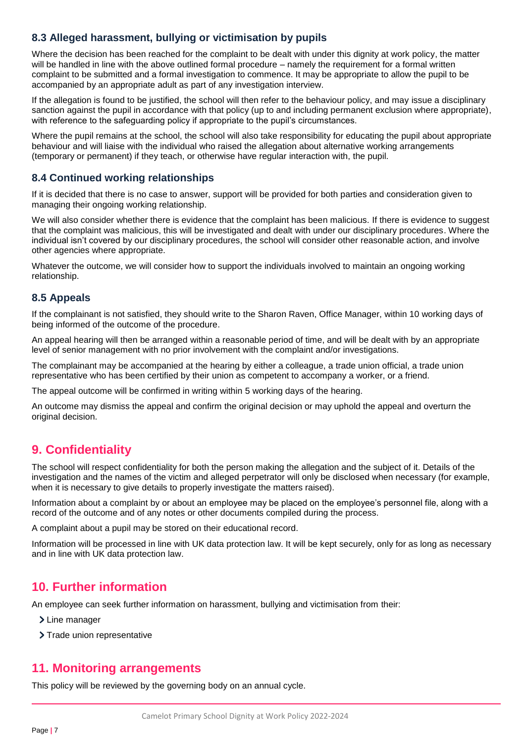### 8.3 Alleged harassment, bullying or victimisation by pupils

Where the decision has been reached for the complaint to be dealt with under this dignity at work policy, the matter will be handled in line with the above outlined formal procedure – namely the requirement for a formal written complaint to be submitted and a formal investigation to commence. It may be appropriate to allow the pupil to be accompanied by an appropriate adult as part of any investigation interview.

If the allegation is found to be justified, the school will then refer to the behaviour policy, and may issue a disciplinary sanction against the pupil in accordance with that policy (up to and including permanent exclusion where appropriate), with reference to the safeguarding policy if appropriate to the pupil's circumstances.

Where the pupil remains at the school, the school will also take responsibility for educating the pupil about appropriate behaviour and will liaise with the individual who raised the allegation about alternative working arrangements (temporary or permanent) if they teach, or otherwise have regular interaction with, the pupil.

### 8.4 Continued working relationships

If it is decided that there is no case to answer, support will be provided for both parties and consideration given to managing their ongoing working relationship.

We will also consider whether there is evidence that the complaint has been malicious. If there is evidence to suggest that the complaint was malicious, this will be investigated and dealt with under our disciplinary procedures. Where the individual isn't covered by our disciplinary procedures, the school will consider other reasonable action, and involve other agencies where appropriate.

Whatever the outcome, we will consider how to support the individuals involved to maintain an ongoing working relationship.

### 8.5 Appeals

If the complainant is not satisfied, they should write to the Sharon Raven, Office Manager, within 10 working days of being informed of the outcome of the procedure.

An appeal hearing will then be arranged within a reasonable period of time, and will be dealt with by an appropriate level of senior management with no prior involvement with the complaint and/or investigations.

The complainant may be accompanied at the hearing by either a colleague, a trade union official, a trade union representative who has been certified by their union as competent to accompany a worker, or a friend.

The appeal outcome will be confirmed in writing within 5 working days of the hearing.

An outcome may dismiss the appeal and confirm the original decision or may uphold the appeal and overturn the original decision.

## 9. Confidentiality

The school will respect confidentiality for both the person making the allegation and the subject of it. Details of the investigation and the names of the victim and alleged perpetrator will only be disclosed when necessary (for example, when it is necessary to give details to properly investigate the matters raised).

Information about a complaint by or about an employee may be placed on the employee's personnel file, along with a record of the outcome and of any notes or other documents compiled during the process.

A complaint about a pupil may be stored on their educational record.

Information will be processed in line with UK data protection law. It will be kept securely, only for as long as necessary and in line with UK data protection law.

## 10. Further information

An employee can seek further information on harassment, bullying and victimisation from their:

- Line manager
- Trade union representative

## 11. Monitoring arrangements

This policy will be reviewed by the governing body on an annual cycle.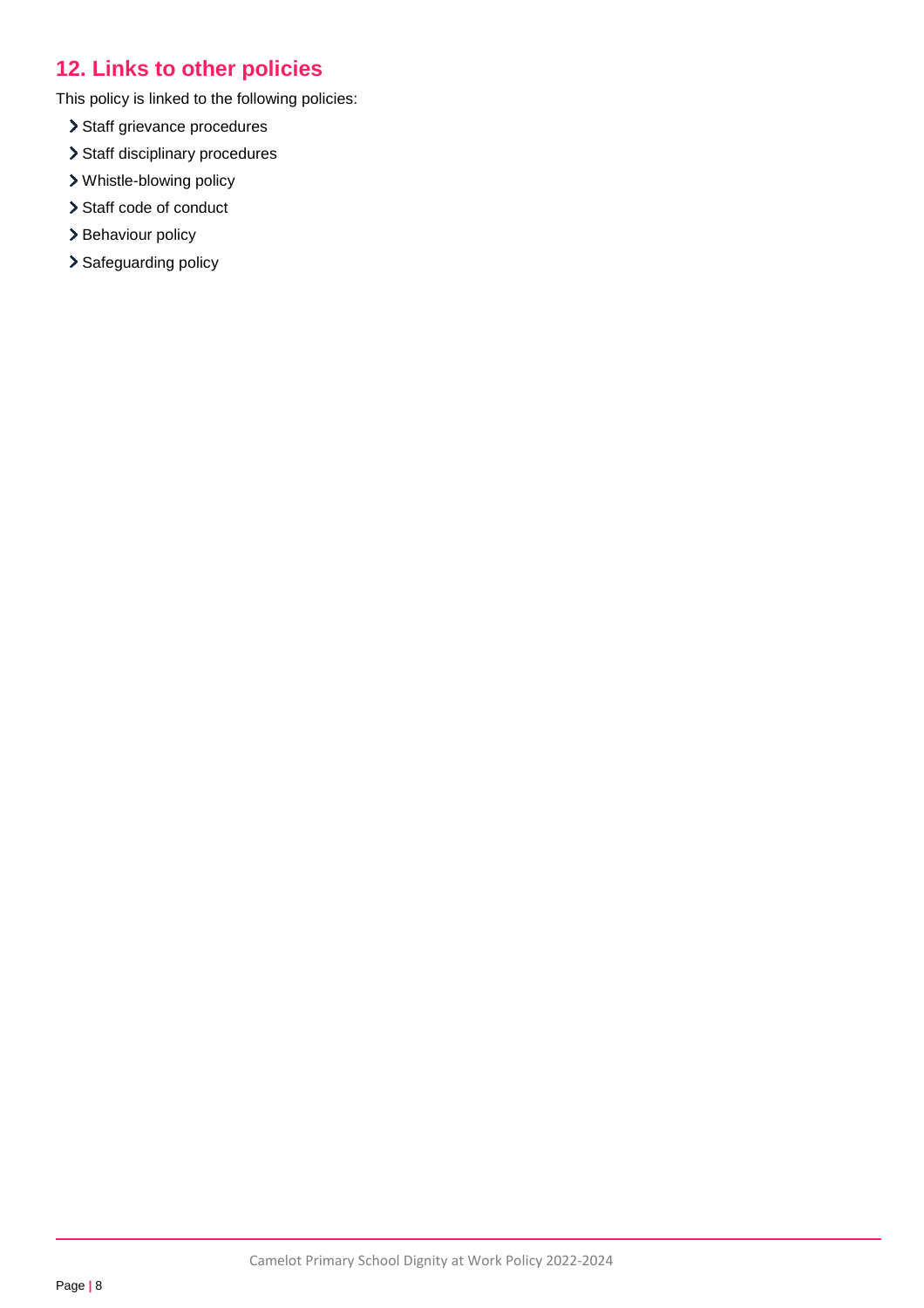## 12. Links to other policies

This policy is linked to the following policies:

- Staff grievance procedures
- Staff disciplinary procedures
- Whistle-blowing policy
- Staff code of conduct
- Behaviour policy
- Safeguarding policy